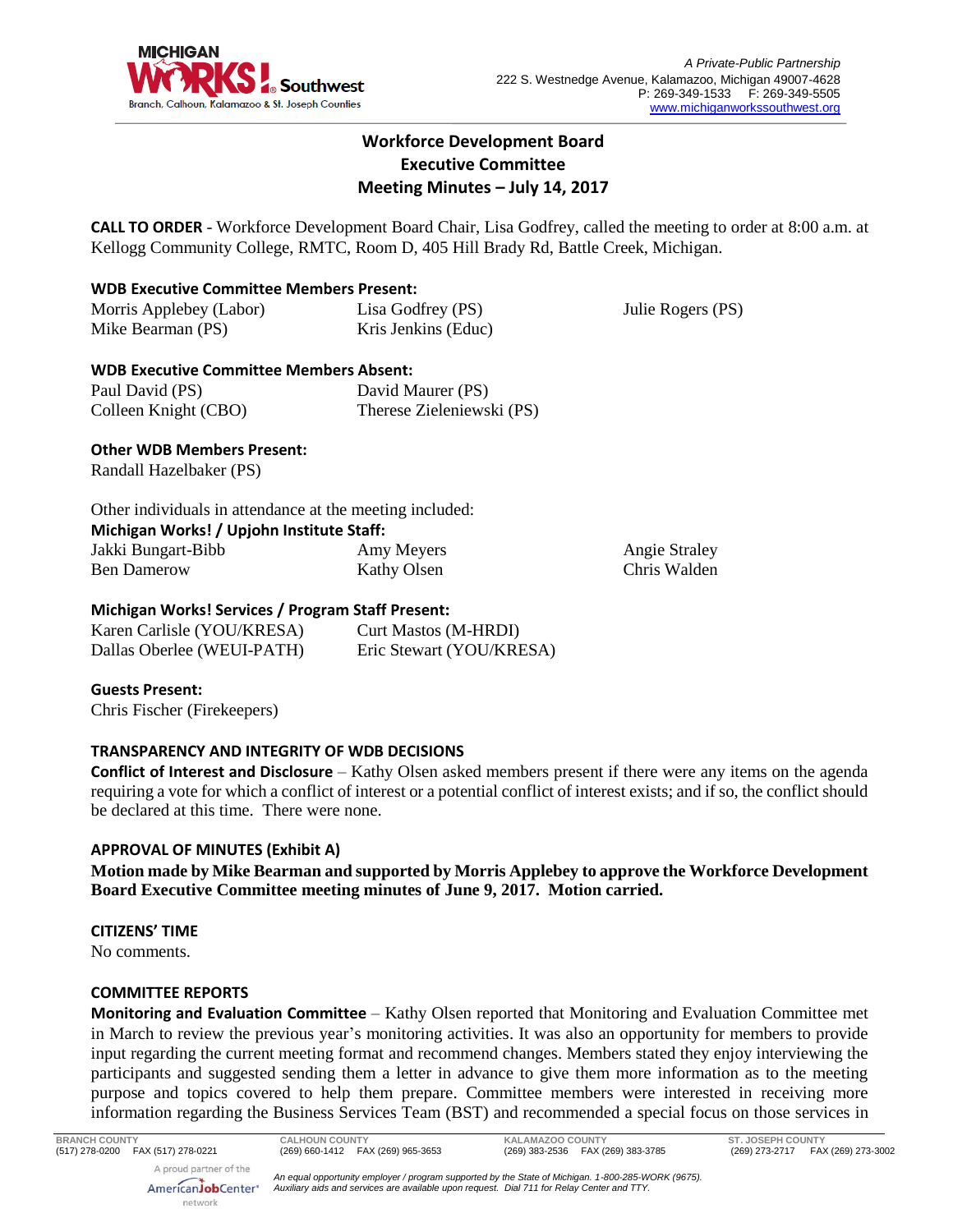A Private-Public Partnership
222 S. Westnedge Avenue, Kalamazoo, Michigan 49007-4628
P: 269-349-1533 F: 269-349-5505
www.michiganworkssouthwest.org

# Workforce Development Board
# Executive Committee
# Meeting Minutes – July 14, 2017

**CALL TO ORDER** - Workforce Development Board Chair, Lisa Godfrey, called the meeting to order at 8:00 a.m. at Kellogg Community College, RMTC, Room D, 405 Hill Brady Rd, Battle Creek, Michigan.

**WDB Executive Committee Members Present:**

Morris Applebey (Labor)
Mike Bearman (PS)
Lisa Godfrey (PS)
Kris Jenkins (Educ)
Julie Rogers (PS)

**WDB Executive Committee Members Absent:**

Paul David (PS)
Colleen Knight (CBO)
David Maurer (PS)
Therese Zieleniewski (PS)

**Other WDB Members Present:**

Randall Hazelbaker (PS)

Other individuals in attendance at the meeting included:

**Michigan Works! / Upjohn Institute Staff:**

Jakki Bungart-Bibb
Ben Damerow
Amy Meyers
Kathy Olsen
Angie Straley
Chris Walden

**Michigan Works! Services / Program Staff Present:**

Karen Carlisle (YOU/KRESA)
Dallas Oberlee (WEUI-PATH)
Curt Mastos (M-HRDI)
Eric Stewart (YOU/KRESA)

**Guests Present:**

Chris Fischer (Firekeepers)

**TRANSPARENCY AND INTEGRITY OF WDB DECISIONS**

**Conflict of Interest and Disclosure** – Kathy Olsen asked members present if there were any items on the agenda requiring a vote for which a conflict of interest or a potential conflict of interest exists; and if so, the conflict should be declared at this time. There were none.

**APPROVAL OF MINUTES (Exhibit A)**

**Motion made by Mike Bearman and supported by Morris Applebey to approve the Workforce Development Board Executive Committee meeting minutes of June 9, 2017. Motion carried.**

**CITIZENS' TIME**

No comments.

**COMMITTEE REPORTS**

**Monitoring and Evaluation Committee** – Kathy Olsen reported that Monitoring and Evaluation Committee met in March to review the previous year's monitoring activities. It was also an opportunity for members to provide input regarding the current meeting format and recommend changes. Members stated they enjoy interviewing the participants and suggested sending them a letter in advance to give them more information as to the meeting purpose and topics covered to help them prepare. Committee members were interested in receiving more information regarding the Business Services Team (BST) and recommended a special focus on those services in

BRANCH COUNTY (517) 278-0200 FAX (517) 278-0221 | CALHOUN COUNTY (269) 660-1412 FAX (269) 965-3653 | KALAMAZOO COUNTY (269) 383-2536 FAX (269) 383-3785 | ST. JOSEPH COUNTY (269) 273-2717 FAX (269) 273-3002

A proud partner of the AmericanJobCenter network

*An equal opportunity employer / program supported by the State of Michigan. 1-800-285-WORK (9675). Auxiliary aids and services are available upon request. Dial 711 for Relay Center and TTY.*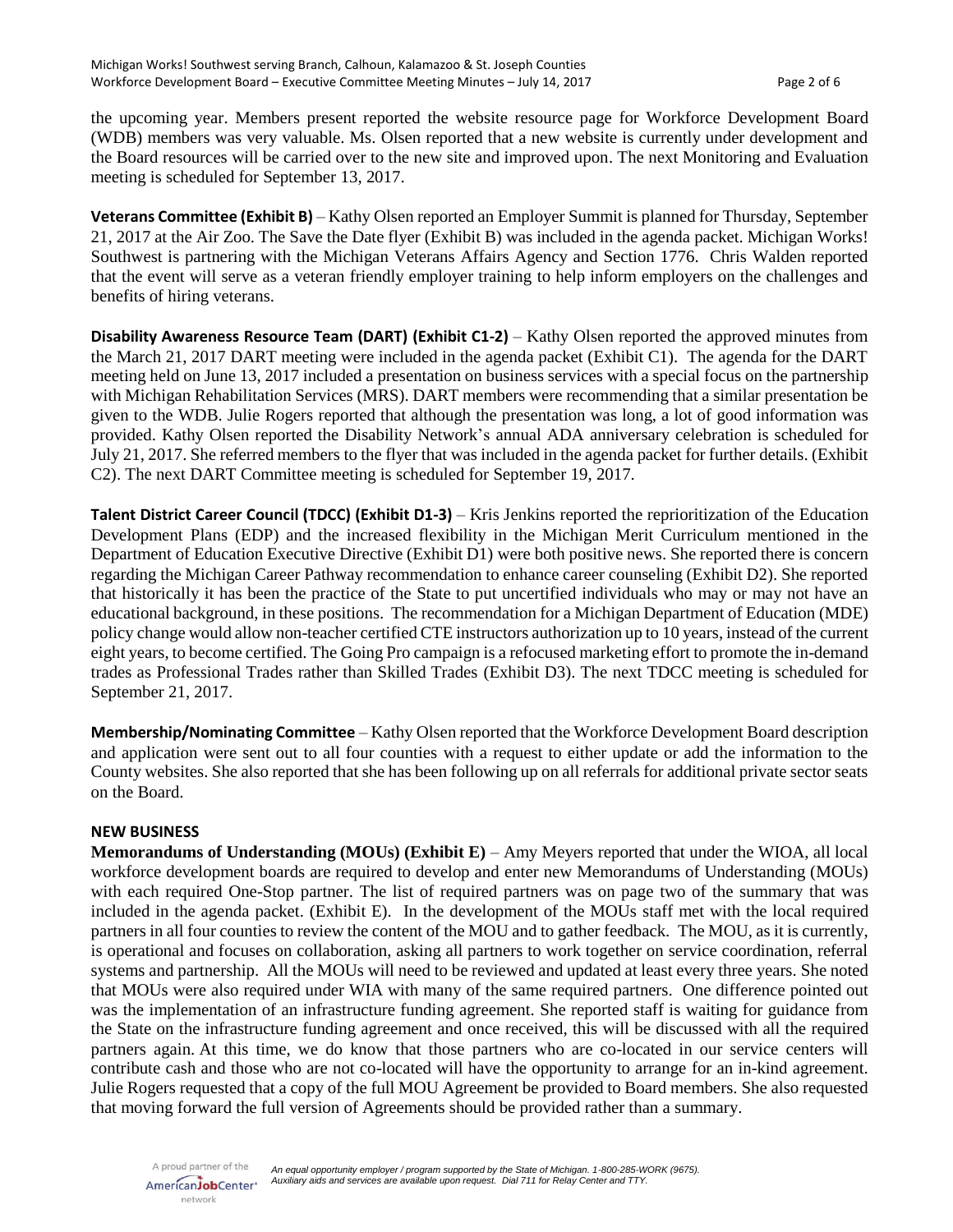the upcoming year. Members present reported the website resource page for Workforce Development Board (WDB) members was very valuable. Ms. Olsen reported that a new website is currently under development and the Board resources will be carried over to the new site and improved upon. The next Monitoring and Evaluation meeting is scheduled for September 13, 2017.

**Veterans Committee (Exhibit B)** – Kathy Olsen reported an Employer Summit is planned for Thursday, September 21, 2017 at the Air Zoo. The Save the Date flyer (Exhibit B) was included in the agenda packet. Michigan Works! Southwest is partnering with the Michigan Veterans Affairs Agency and Section 1776. Chris Walden reported that the event will serve as a veteran friendly employer training to help inform employers on the challenges and benefits of hiring veterans.

**Disability Awareness Resource Team (DART) (Exhibit C1-2)** – Kathy Olsen reported the approved minutes from the March 21, 2017 DART meeting were included in the agenda packet (Exhibit C1). The agenda for the DART meeting held on June 13, 2017 included a presentation on business services with a special focus on the partnership with Michigan Rehabilitation Services (MRS). DART members were recommending that a similar presentation be given to the WDB. Julie Rogers reported that although the presentation was long, a lot of good information was provided. Kathy Olsen reported the Disability Network's annual ADA anniversary celebration is scheduled for July 21, 2017. She referred members to the flyer that was included in the agenda packet for further details. (Exhibit C2). The next DART Committee meeting is scheduled for September 19, 2017.

**Talent District Career Council (TDCC) (Exhibit D1-3)** – Kris Jenkins reported the reprioritization of the Education Development Plans (EDP) and the increased flexibility in the Michigan Merit Curriculum mentioned in the Department of Education Executive Directive (Exhibit D1) were both positive news. She reported there is concern regarding the Michigan Career Pathway recommendation to enhance career counseling (Exhibit D2). She reported that historically it has been the practice of the State to put uncertified individuals who may or may not have an educational background, in these positions. The recommendation for a Michigan Department of Education (MDE) policy change would allow non-teacher certified CTE instructors authorization up to 10 years, instead of the current eight years, to become certified. The Going Pro campaign is a refocused marketing effort to promote the in-demand trades as Professional Trades rather than Skilled Trades (Exhibit D3). The next TDCC meeting is scheduled for September 21, 2017.

**Membership/Nominating Committee** – Kathy Olsen reported that the Workforce Development Board description and application were sent out to all four counties with a request to either update or add the information to the County websites. She also reported that she has been following up on all referrals for additional private sector seats on the Board.

**NEW BUSINESS**

**Memorandums of Understanding (MOUs) (Exhibit E)** – Amy Meyers reported that under the WIOA, all local workforce development boards are required to develop and enter new Memorandums of Understanding (MOUs) with each required One-Stop partner. The list of required partners was on page two of the summary that was included in the agenda packet. (Exhibit E). In the development of the MOUs staff met with the local required partners in all four counties to review the content of the MOU and to gather feedback. The MOU, as it is currently, is operational and focuses on collaboration, asking all partners to work together on service coordination, referral systems and partnership. All the MOUs will need to be reviewed and updated at least every three years. She noted that MOUs were also required under WIA with many of the same required partners. One difference pointed out was the implementation of an infrastructure funding agreement. She reported staff is waiting for guidance from the State on the infrastructure funding agreement and once received, this will be discussed with all the required partners again. At this time, we do know that those partners who are co-located in our service centers will contribute cash and those who are not co-located will have the opportunity to arrange for an in-kind agreement. Julie Rogers requested that a copy of the full MOU Agreement be provided to Board members. She also requested that moving forward the full version of Agreements should be provided rather than a summary.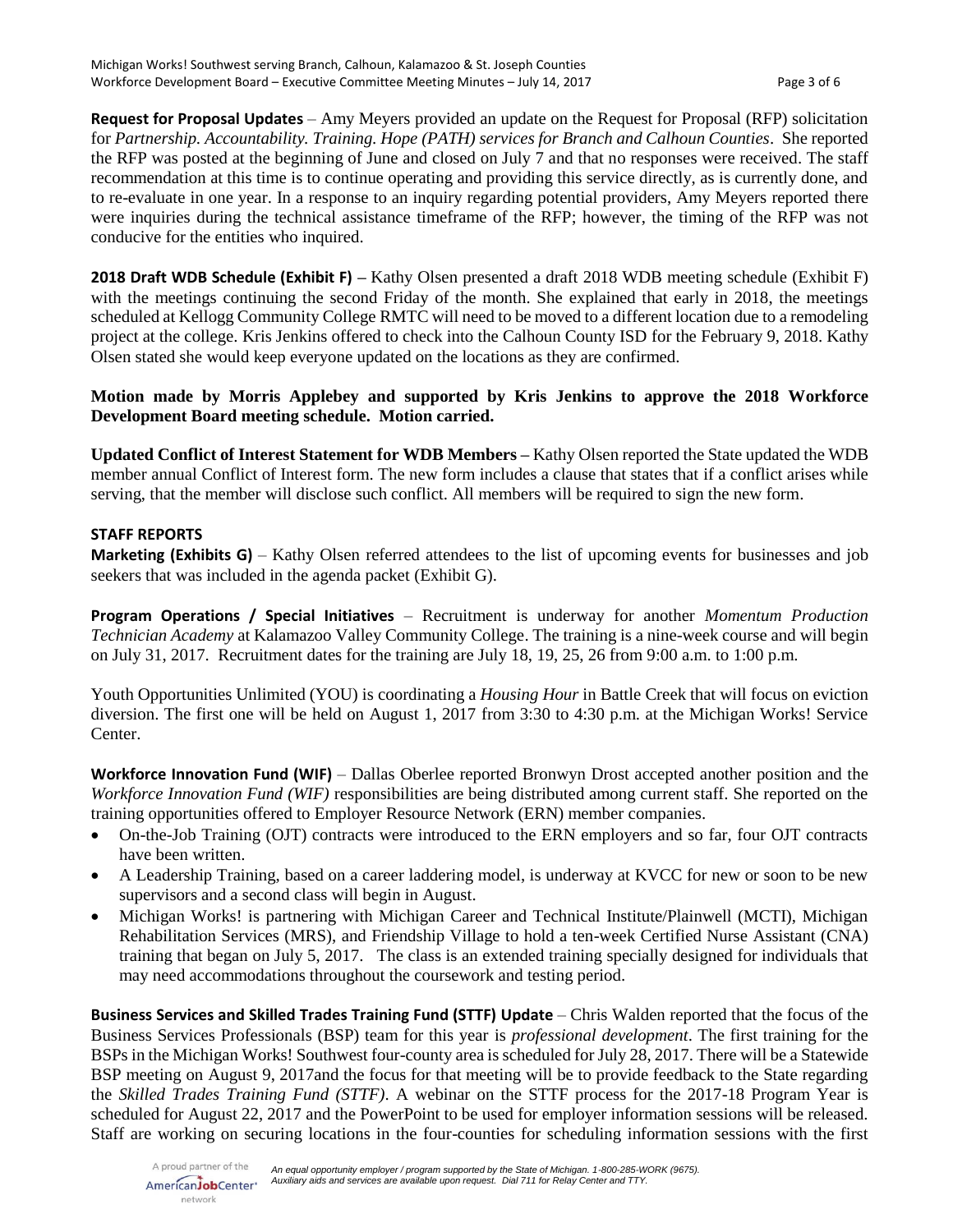**Request for Proposal Updates** – Amy Meyers provided an update on the Request for Proposal (RFP) solicitation for *Partnership. Accountability. Training. Hope (PATH) services for Branch and Calhoun Counties*. She reported the RFP was posted at the beginning of June and closed on July 7 and that no responses were received. The staff recommendation at this time is to continue operating and providing this service directly, as is currently done, and to re-evaluate in one year. In a response to an inquiry regarding potential providers, Amy Meyers reported there were inquiries during the technical assistance timeframe of the RFP; however, the timing of the RFP was not conducive for the entities who inquired.

**2018 Draft WDB Schedule (Exhibit F)** – Kathy Olsen presented a draft 2018 WDB meeting schedule (Exhibit F) with the meetings continuing the second Friday of the month. She explained that early in 2018, the meetings scheduled at Kellogg Community College RMTC will need to be moved to a different location due to a remodeling project at the college. Kris Jenkins offered to check into the Calhoun County ISD for the February 9, 2018. Kathy Olsen stated she would keep everyone updated on the locations as they are confirmed.

**Motion made by Morris Applebey and supported by Kris Jenkins to approve the 2018 Workforce Development Board meeting schedule. Motion carried.**

**Updated Conflict of Interest Statement for WDB Members** – Kathy Olsen reported the State updated the WDB member annual Conflict of Interest form. The new form includes a clause that states that if a conflict arises while serving, that the member will disclose such conflict. All members will be required to sign the new form.

**STAFF REPORTS**

**Marketing (Exhibits G)** – Kathy Olsen referred attendees to the list of upcoming events for businesses and job seekers that was included in the agenda packet (Exhibit G).

**Program Operations / Special Initiatives** – Recruitment is underway for another *Momentum Production Technician Academy* at Kalamazoo Valley Community College. The training is a nine-week course and will begin on July 31, 2017. Recruitment dates for the training are July 18, 19, 25, 26 from 9:00 a.m. to 1:00 p.m.

Youth Opportunities Unlimited (YOU) is coordinating a *Housing Hour* in Battle Creek that will focus on eviction diversion. The first one will be held on August 1, 2017 from 3:30 to 4:30 p.m. at the Michigan Works! Service Center.

**Workforce Innovation Fund (WIF)** – Dallas Oberlee reported Bronwyn Drost accepted another position and the *Workforce Innovation Fund (WIF)* responsibilities are being distributed among current staff. She reported on the training opportunities offered to Employer Resource Network (ERN) member companies.

- On-the-Job Training (OJT) contracts were introduced to the ERN employers and so far, four OJT contracts have been written.
- A Leadership Training, based on a career laddering model, is underway at KVCC for new or soon to be new supervisors and a second class will begin in August.
- Michigan Works! is partnering with Michigan Career and Technical Institute/Plainwell (MCTI), Michigan Rehabilitation Services (MRS), and Friendship Village to hold a ten-week Certified Nurse Assistant (CNA) training that began on July 5, 2017. The class is an extended training specially designed for individuals that may need accommodations throughout the coursework and testing period.

**Business Services and Skilled Trades Training Fund (STTF) Update** – Chris Walden reported that the focus of the Business Services Professionals (BSP) team for this year is *professional development*. The first training for the BSPs in the Michigan Works! Southwest four-county area is scheduled for July 28, 2017. There will be a Statewide BSP meeting on August 9, 2017and the focus for that meeting will be to provide feedback to the State regarding the *Skilled Trades Training Fund (STTF)*. A webinar on the STTF process for the 2017-18 Program Year is scheduled for August 22, 2017 and the PowerPoint to be used for employer information sessions will be released. Staff are working on securing locations in the four-counties for scheduling information sessions with the first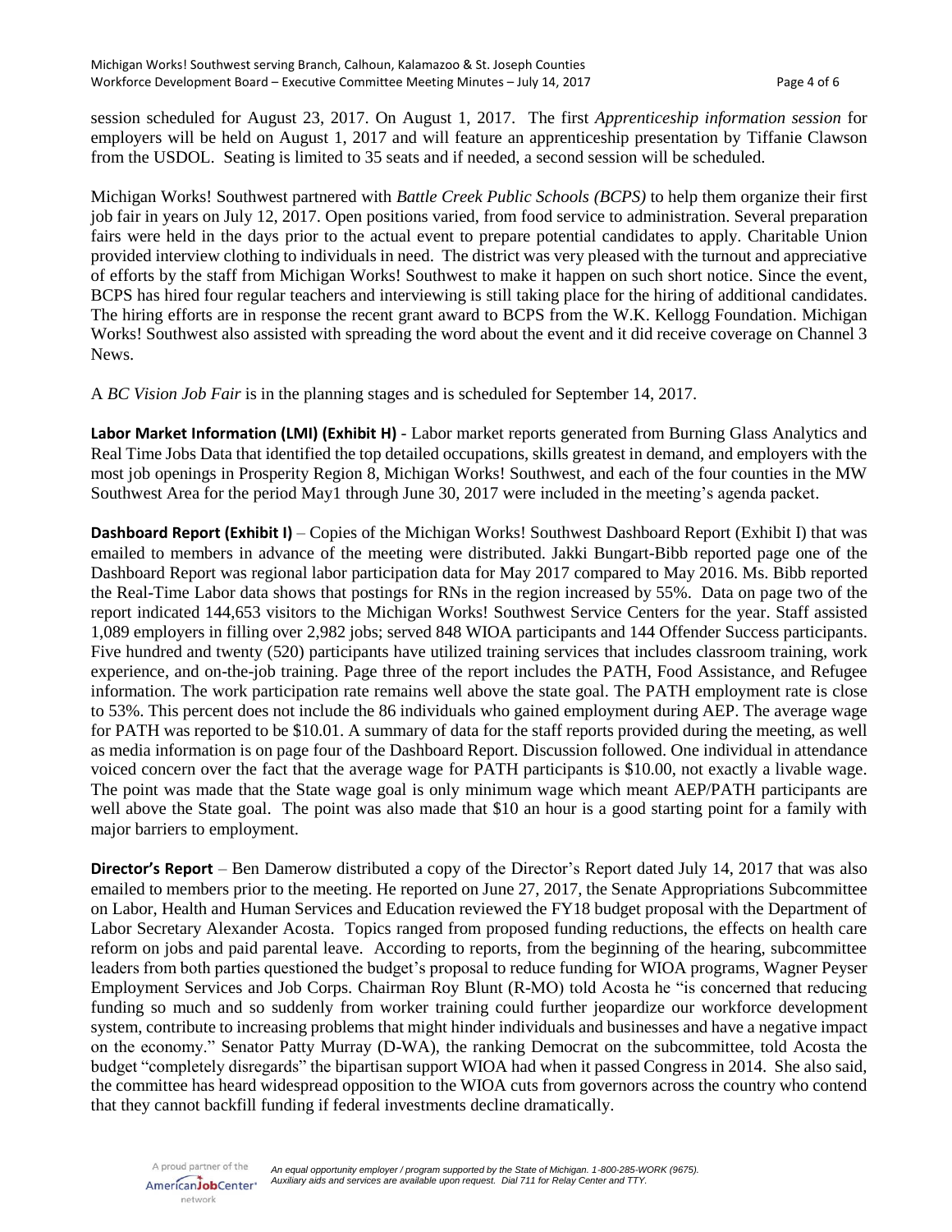session scheduled for August 23, 2017. On August 1, 2017. The first *Apprenticeship information session* for employers will be held on August 1, 2017 and will feature an apprenticeship presentation by Tiffanie Clawson from the USDOL. Seating is limited to 35 seats and if needed, a second session will be scheduled.

Michigan Works! Southwest partnered with *Battle Creek Public Schools (BCPS)* to help them organize their first job fair in years on July 12, 2017. Open positions varied, from food service to administration. Several preparation fairs were held in the days prior to the actual event to prepare potential candidates to apply. Charitable Union provided interview clothing to individuals in need. The district was very pleased with the turnout and appreciative of efforts by the staff from Michigan Works! Southwest to make it happen on such short notice. Since the event, BCPS has hired four regular teachers and interviewing is still taking place for the hiring of additional candidates. The hiring efforts are in response the recent grant award to BCPS from the W.K. Kellogg Foundation. Michigan Works! Southwest also assisted with spreading the word about the event and it did receive coverage on Channel 3 News.

A *BC Vision Job Fair* is in the planning stages and is scheduled for September 14, 2017.

**Labor Market Information (LMI) (Exhibit H)** - Labor market reports generated from Burning Glass Analytics and Real Time Jobs Data that identified the top detailed occupations, skills greatest in demand, and employers with the most job openings in Prosperity Region 8, Michigan Works! Southwest, and each of the four counties in the MW Southwest Area for the period May1 through June 30, 2017 were included in the meeting's agenda packet.

**Dashboard Report (Exhibit I)** – Copies of the Michigan Works! Southwest Dashboard Report (Exhibit I) that was emailed to members in advance of the meeting were distributed. Jakki Bungart-Bibb reported page one of the Dashboard Report was regional labor participation data for May 2017 compared to May 2016. Ms. Bibb reported the Real-Time Labor data shows that postings for RNs in the region increased by 55%. Data on page two of the report indicated 144,653 visitors to the Michigan Works! Southwest Service Centers for the year. Staff assisted 1,089 employers in filling over 2,982 jobs; served 848 WIOA participants and 144 Offender Success participants. Five hundred and twenty (520) participants have utilized training services that includes classroom training, work experience, and on-the-job training. Page three of the report includes the PATH, Food Assistance, and Refugee information. The work participation rate remains well above the state goal. The PATH employment rate is close to 53%. This percent does not include the 86 individuals who gained employment during AEP. The average wage for PATH was reported to be $10.01. A summary of data for the staff reports provided during the meeting, as well as media information is on page four of the Dashboard Report. Discussion followed. One individual in attendance voiced concern over the fact that the average wage for PATH participants is $10.00, not exactly a livable wage. The point was made that the State wage goal is only minimum wage which meant AEP/PATH participants are well above the State goal. The point was also made that $10 an hour is a good starting point for a family with major barriers to employment.

**Director's Report** – Ben Damerow distributed a copy of the Director's Report dated July 14, 2017 that was also emailed to members prior to the meeting. He reported on June 27, 2017, the Senate Appropriations Subcommittee on Labor, Health and Human Services and Education reviewed the FY18 budget proposal with the Department of Labor Secretary Alexander Acosta. Topics ranged from proposed funding reductions, the effects on health care reform on jobs and paid parental leave. According to reports, from the beginning of the hearing, subcommittee leaders from both parties questioned the budget's proposal to reduce funding for WIOA programs, Wagner Peyser Employment Services and Job Corps. Chairman Roy Blunt (R-MO) told Acosta he "is concerned that reducing funding so much and so suddenly from worker training could further jeopardize our workforce development system, contribute to increasing problems that might hinder individuals and businesses and have a negative impact on the economy." Senator Patty Murray (D-WA), the ranking Democrat on the subcommittee, told Acosta the budget "completely disregards" the bipartisan support WIOA had when it passed Congress in 2014. She also said, the committee has heard widespread opposition to the WIOA cuts from governors across the country who contend that they cannot backfill funding if federal investments decline dramatically.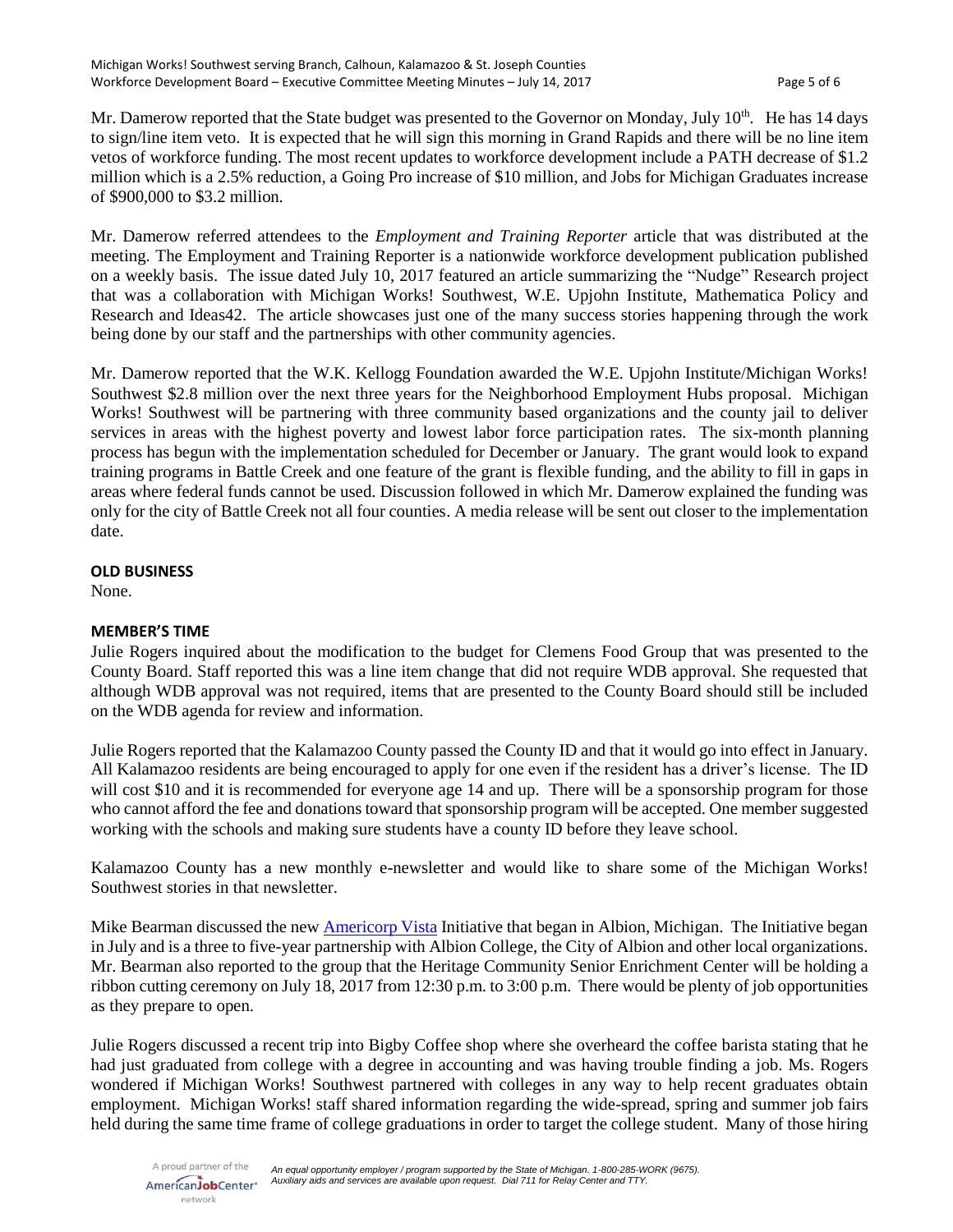Mr. Damerow reported that the State budget was presented to the Governor on Monday, July 10th. He has 14 days to sign/line item veto. It is expected that he will sign this morning in Grand Rapids and there will be no line item vetos of workforce funding. The most recent updates to workforce development include a PATH decrease of $1.2 million which is a 2.5% reduction, a Going Pro increase of $10 million, and Jobs for Michigan Graduates increase of $900,000 to $3.2 million.

Mr. Damerow referred attendees to the *Employment and Training Reporter* article that was distributed at the meeting. The Employment and Training Reporter is a nationwide workforce development publication published on a weekly basis. The issue dated July 10, 2017 featured an article summarizing the "Nudge" Research project that was a collaboration with Michigan Works! Southwest, W.E. Upjohn Institute, Mathematica Policy and Research and Ideas42. The article showcases just one of the many success stories happening through the work being done by our staff and the partnerships with other community agencies.

Mr. Damerow reported that the W.K. Kellogg Foundation awarded the W.E. Upjohn Institute/Michigan Works! Southwest $2.8 million over the next three years for the Neighborhood Employment Hubs proposal. Michigan Works! Southwest will be partnering with three community based organizations and the county jail to deliver services in areas with the highest poverty and lowest labor force participation rates. The six-month planning process has begun with the implementation scheduled for December or January. The grant would look to expand training programs in Battle Creek and one feature of the grant is flexible funding, and the ability to fill in gaps in areas where federal funds cannot be used. Discussion followed in which Mr. Damerow explained the funding was only for the city of Battle Creek not all four counties. A media release will be sent out closer to the implementation date.

**OLD BUSINESS**

None.

**MEMBER'S TIME**

Julie Rogers inquired about the modification to the budget for Clemens Food Group that was presented to the County Board. Staff reported this was a line item change that did not require WDB approval. She requested that although WDB approval was not required, items that are presented to the County Board should still be included on the WDB agenda for review and information.

Julie Rogers reported that the Kalamazoo County passed the County ID and that it would go into effect in January. All Kalamazoo residents are being encouraged to apply for one even if the resident has a driver's license. The ID will cost $10 and it is recommended for everyone age 14 and up. There will be a sponsorship program for those who cannot afford the fee and donations toward that sponsorship program will be accepted. One member suggested working with the schools and making sure students have a county ID before they leave school.

Kalamazoo County has a new monthly e-newsletter and would like to share some of the Michigan Works! Southwest stories in that newsletter.

Mike Bearman discussed the new Americorp Vista Initiative that began in Albion, Michigan. The Initiative began in July and is a three to five-year partnership with Albion College, the City of Albion and other local organizations. Mr. Bearman also reported to the group that the Heritage Community Senior Enrichment Center will be holding a ribbon cutting ceremony on July 18, 2017 from 12:30 p.m. to 3:00 p.m. There would be plenty of job opportunities as they prepare to open.

Julie Rogers discussed a recent trip into Bigby Coffee shop where she overheard the coffee barista stating that he had just graduated from college with a degree in accounting and was having trouble finding a job. Ms. Rogers wondered if Michigan Works! Southwest partnered with colleges in any way to help recent graduates obtain employment. Michigan Works! staff shared information regarding the wide-spread, spring and summer job fairs held during the same time frame of college graduations in order to target the college student. Many of those hiring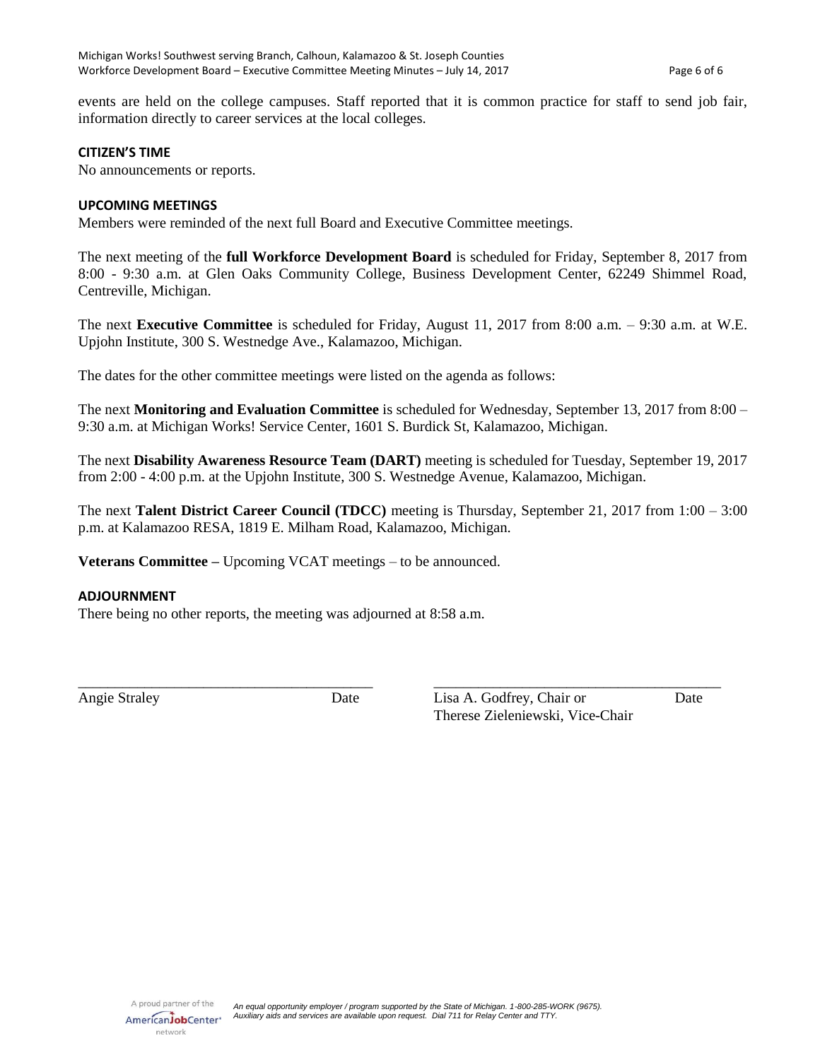events are held on the college campuses. Staff reported that it is common practice for staff to send job fair, information directly to career services at the local colleges.

**CITIZEN'S TIME**

No announcements or reports.

**UPCOMING MEETINGS**

Members were reminded of the next full Board and Executive Committee meetings.

The next meeting of the **full Workforce Development Board** is scheduled for Friday, September 8, 2017 from 8:00 - 9:30 a.m. at Glen Oaks Community College, Business Development Center, 62249 Shimmel Road, Centreville, Michigan.

The next **Executive Committee** is scheduled for Friday, August 11, 2017 from 8:00 a.m. – 9:30 a.m. at W.E. Upjohn Institute, 300 S. Westnedge Ave., Kalamazoo, Michigan.

The dates for the other committee meetings were listed on the agenda as follows:

The next **Monitoring and Evaluation Committee** is scheduled for Wednesday, September 13, 2017 from 8:00 – 9:30 a.m. at Michigan Works! Service Center, 1601 S. Burdick St, Kalamazoo, Michigan.

The next **Disability Awareness Resource Team (DART)** meeting is scheduled for Tuesday, September 19, 2017 from 2:00 - 4:00 p.m. at the Upjohn Institute, 300 S. Westnedge Avenue, Kalamazoo, Michigan.

The next **Talent District Career Council (TDCC)** meeting is Thursday, September 21, 2017 from 1:00 – 3:00 p.m. at Kalamazoo RESA, 1819 E. Milham Road, Kalamazoo, Michigan.

**Veterans Committee –** Upcoming VCAT meetings – to be announced.

**ADJOURNMENT**

There being no other reports, the meeting was adjourned at 8:58 a.m.

\_\_\_\_\_\_\_\_\_\_\_\_\_\_\_\_\_\_\_\_\_\_\_\_\_\_\_\_\_\_\_\_\_\_\_\_\_\_\_\_
Angie Straley    Date

\_\_\_\_\_\_\_\_\_\_\_\_\_\_\_\_\_\_\_\_\_\_\_\_\_\_\_\_\_\_\_\_\_\_\_\_\_\_\_\_
Lisa A. Godfrey, Chair or    Date
Therese Zieleniewski, Vice-Chair

A proud partner of the AmericanJobCenter network

*An equal opportunity employer / program supported by the State of Michigan. 1-800-285-WORK (9675). Auxiliary aids and services are available upon request. Dial 711 for Relay Center and TTY.*